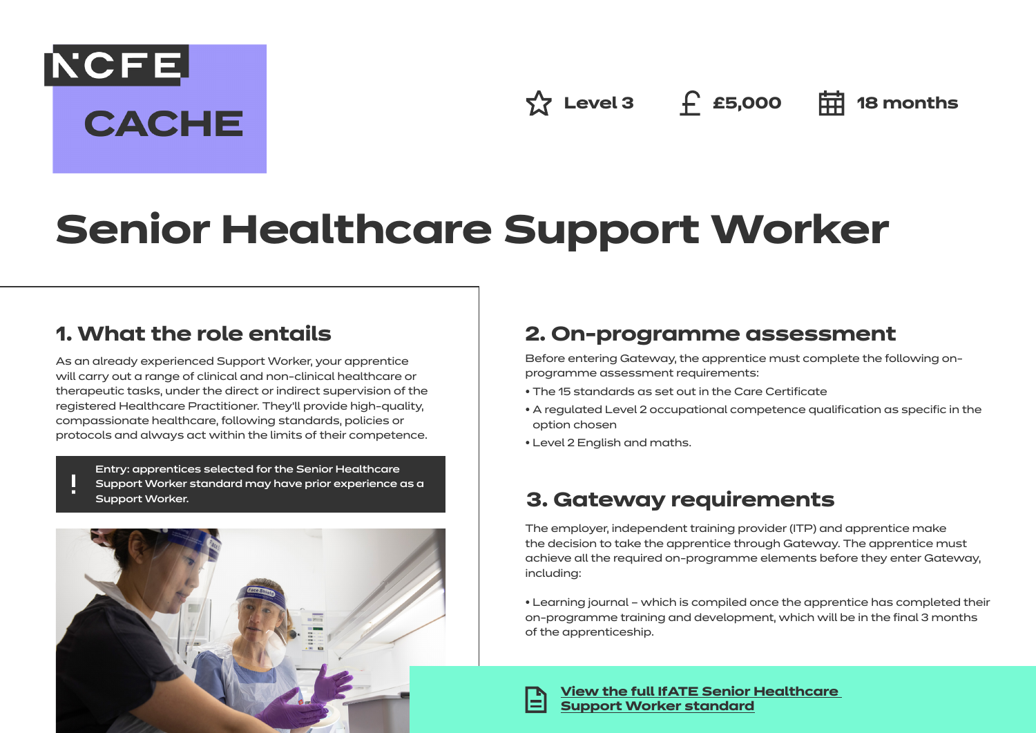NCFE CACHE

Level 3 | £5,000 | 18 months

# Senior Healthcare Support Worker

## 1. What the role entails

As an already experienced Support Worker, your apprentice will carry out a range of clinical and non-clinical healthcare or therapeutic tasks, under the direct or indirect supervision of the registered Healthcare Practitioner. They'll provide high-quality, compassionate healthcare, following standards, policies or protocols and always act within the limits of their competence.

> ! Entry: apprentices selected for the Senior Healthcare Support Worker standard may have prior experience as a Support Worker.

## 2. On-programme assessment

Before entering Gateway, the apprentice must complete the following on-programme assessment requirements:

- The 15 standards as set out in the Care Certificate
- A regulated Level 2 occupational competence qualification as specific in the option chosen
- Level 2 English and maths.

## 3. Gateway requirements

The employer, independent training provider (ITP) and apprentice make the decision to take the apprentice through Gateway. The apprentice must achieve all the required on-programme elements before they enter Gateway, including:

- Learning journal – which is compiled once the apprentice has completed their on-programme training and development, which will be in the final 3 months of the apprenticeship.

View the full IfATE Senior Healthcare Support Worker standard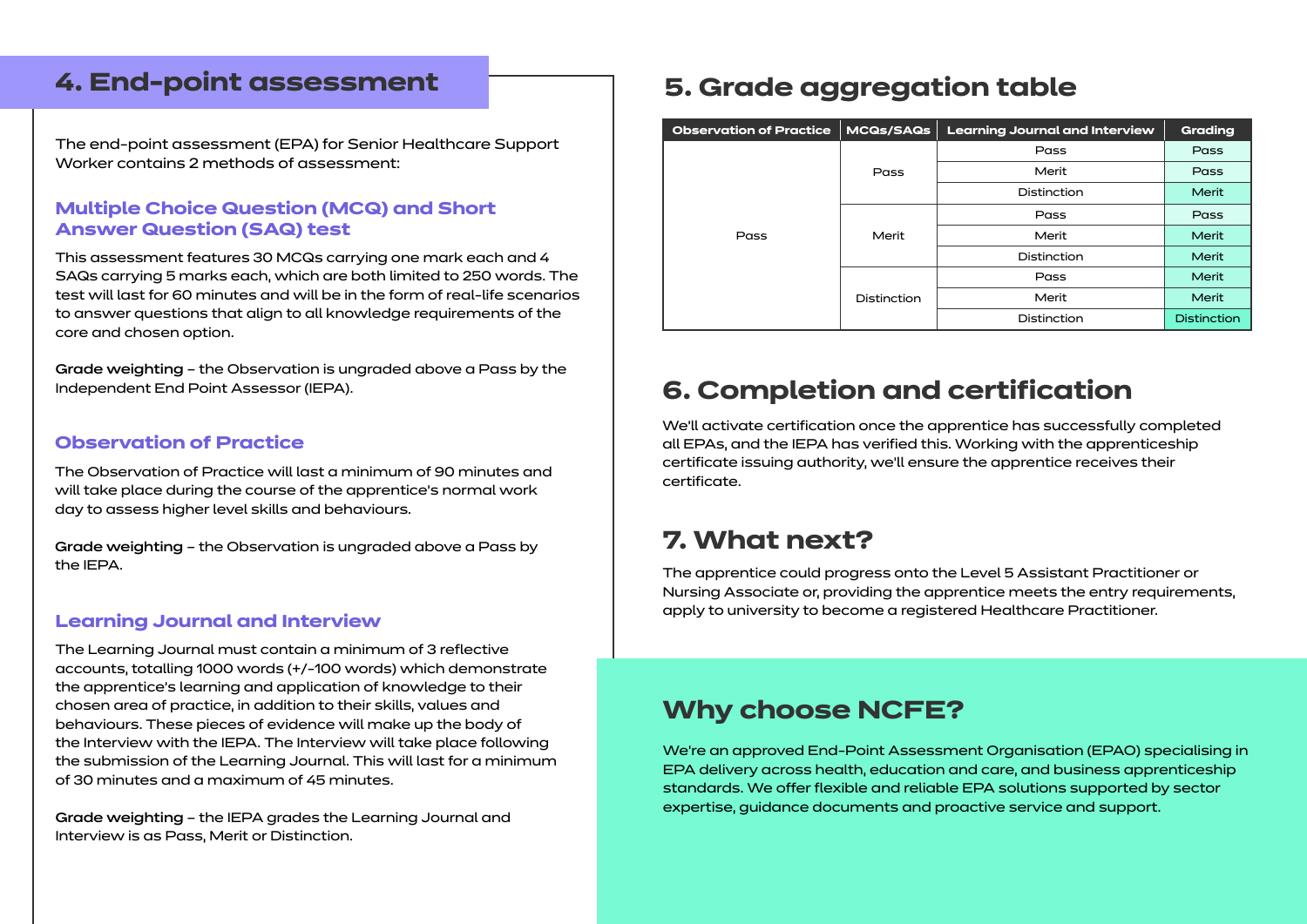## 4. End-point assessment

The end-point assessment (EPA) for Senior Healthcare Support Worker contains 2 methods of assessment:

### Multiple Choice Question (MCQ) and Short Answer Question (SAQ) test

This assessment features 30 MCQs carrying one mark each and 4 SAQs carrying 5 marks each, which are both limited to 250 words. The test will last for 60 minutes and will be in the form of real-life scenarios to answer questions that align to all knowledge requirements of the core and chosen option.

**Grade weighting** – the Observation is ungraded above a Pass by the Independent End Point Assessor (IEPA).

### Observation of Practice

The Observation of Practice will last a minimum of 90 minutes and will take place during the course of the apprentice's normal work day to assess higher level skills and behaviours.

**Grade weighting** – the Observation is ungraded above a Pass by the IEPA.

### Learning Journal and Interview

The Learning Journal must contain a minimum of 3 reflective accounts, totalling 1000 words (+/-100 words) which demonstrate the apprentice's learning and application of knowledge to their chosen area of practice, in addition to their skills, values and behaviours. These pieces of evidence will make up the body of the Interview with the IEPA. The Interview will take place following the submission of the Learning Journal. This will last for a minimum of 30 minutes and a maximum of 45 minutes.

**Grade weighting** – the IEPA grades the Learning Journal and Interview is as Pass, Merit or Distinction.

## 5. Grade aggregation table

| Observation of Practice | MCQs/SAQs | Learning Journal and Interview | Grading |
|---|---|---|---|
| Pass | Pass | Pass | Pass |
| | | Merit | Pass |
| | | Distinction | Merit |
| | Merit | Pass | Pass |
| | | Merit | Merit |
| | | Distinction | Merit |
| | Distinction | Pass | Merit |
| | | Merit | Merit |
| | | Distinction | Distinction |

## 6. Completion and certification

We'll activate certification once the apprentice has successfully completed all EPAs, and the IEPA has verified this. Working with the apprenticeship certificate issuing authority, we'll ensure the apprentice receives their certificate.

## 7. What next?

The apprentice could progress onto the Level 5 Assistant Practitioner or Nursing Associate or, providing the apprentice meets the entry requirements, apply to university to become a registered Healthcare Practitioner.

## Why choose NCFE?

We're an approved End-Point Assessment Organisation (EPAO) specialising in EPA delivery across health, education and care, and business apprenticeship standards. We offer flexible and reliable EPA solutions supported by sector expertise, guidance documents and proactive service and support.